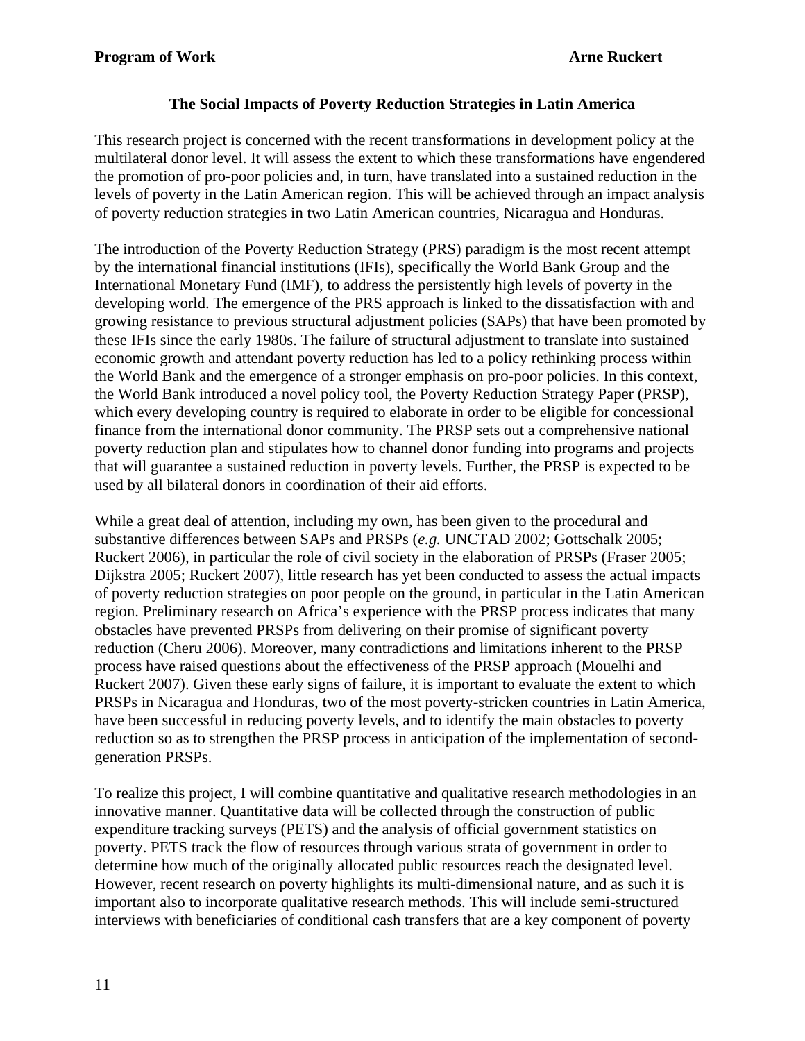# The Social Impacts of Poverty Reduction Strategies in Latin America

This research project is concerned with the recent transformations in development policy at the multilateral donor level. It will assess the extent to which these transformations have engendered the promotion of pro-poor policies and, in turn, have translated into a sustained reduction in the levels of poverty in the Latin American region. This will be achieved through an impact analysis of poverty reduction strategies in two Latin American countries, Nicaragua and Honduras.

The introduction of the Poverty Reduction Strategy (PRS) paradigm is the most recent attempt by the international financial institutions (IFIs), specifically the World Bank Group and the International Monetary Fund (IMF), to address the persistently high levels of poverty in the developing world. The emergence of the PRS approach is linked to the dissatisfaction with and growing resistance to previous structural adjustment policies (SAPs) that have been promoted by these IFIs since the early 1980s. The failure of structural adjustment to translate into sustained economic growth and attendant poverty reduction has led to a policy rethinking process within the World Bank and the emergence of a stronger emphasis on pro-poor policies. In this context, the World Bank introduced a novel policy tool, the Poverty Reduction Strategy Paper (PRSP), which every developing country is required to elaborate in order to be eligible for concessional finance from the international donor community. The PRSP sets out a comprehensive national poverty reduction plan and stipulates how to channel donor funding into programs and projects that will guarantee a sustained reduction in poverty levels. Further, the PRSP is expected to be used by all bilateral donors in coordination of their aid efforts.

While a great deal of attention, including my own, has been given to the procedural and substantive differences between SAPs and PRSPs (*e.g.* UNCTAD 2002; Gottschalk 2005; Ruckert 2006), in particular the role of civil society in the elaboration of PRSPs (Fraser 2005; Dijkstra 2005; Ruckert 2007), little research has yet been conducted to assess the actual impacts of poverty reduction strategies on poor people on the ground, in particular in the Latin American region. Preliminary research on Africa's experience with the PRSP process indicates that many obstacles have prevented PRSPs from delivering on their promise of significant poverty reduction (Cheru 2006). Moreover, many contradictions and limitations inherent to the PRSP process have raised questions about the effectiveness of the PRSP approach (Mouelhi and Ruckert 2007). Given these early signs of failure, it is important to evaluate the extent to which PRSPs in Nicaragua and Honduras, two of the most poverty-stricken countries in Latin America, have been successful in reducing poverty levels, and to identify the main obstacles to poverty reduction so as to strengthen the PRSP process in anticipation of the implementation of second-generation PRSPs.

To realize this project, I will combine quantitative and qualitative research methodologies in an innovative manner. Quantitative data will be collected through the construction of public expenditure tracking surveys (PETS) and the analysis of official government statistics on poverty. PETS track the flow of resources through various strata of government in order to determine how much of the originally allocated public resources reach the designated level. However, recent research on poverty highlights its multi-dimensional nature, and as such it is important also to incorporate qualitative research methods. This will include semi-structured interviews with beneficiaries of conditional cash transfers that are a key component of poverty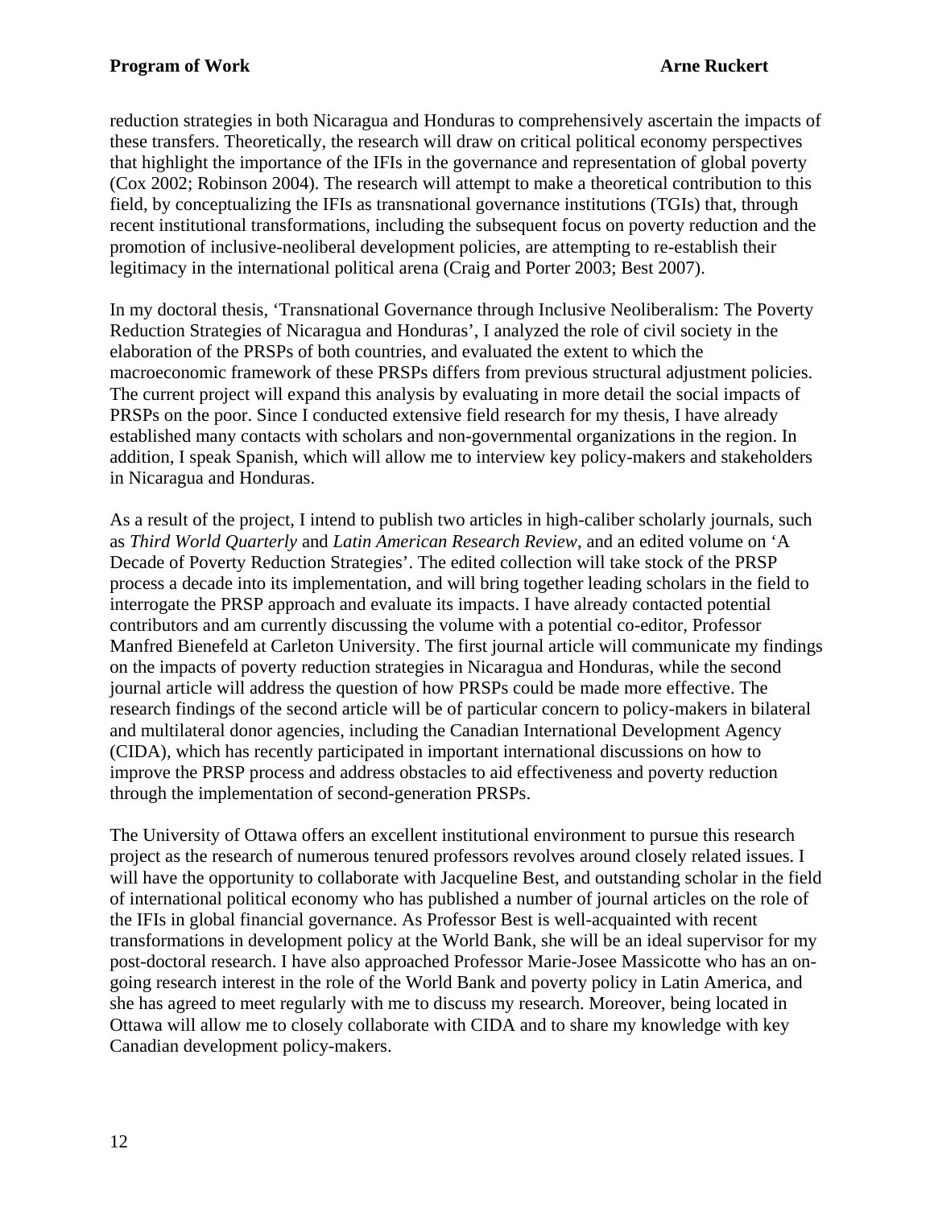reduction strategies in both Nicaragua and Honduras to comprehensively ascertain the impacts of these transfers. Theoretically, the research will draw on critical political economy perspectives that highlight the importance of the IFIs in the governance and representation of global poverty (Cox 2002; Robinson 2004). The research will attempt to make a theoretical contribution to this field, by conceptualizing the IFIs as transnational governance institutions (TGIs) that, through recent institutional transformations, including the subsequent focus on poverty reduction and the promotion of inclusive-neoliberal development policies, are attempting to re-establish their legitimacy in the international political arena (Craig and Porter 2003; Best 2007).

In my doctoral thesis, 'Transnational Governance through Inclusive Neoliberalism: The Poverty Reduction Strategies of Nicaragua and Honduras', I analyzed the role of civil society in the elaboration of the PRSPs of both countries, and evaluated the extent to which the macroeconomic framework of these PRSPs differs from previous structural adjustment policies. The current project will expand this analysis by evaluating in more detail the social impacts of PRSPs on the poor. Since I conducted extensive field research for my thesis, I have already established many contacts with scholars and non-governmental organizations in the region. In addition, I speak Spanish, which will allow me to interview key policy-makers and stakeholders in Nicaragua and Honduras.

As a result of the project, I intend to publish two articles in high-caliber scholarly journals, such as *Third World Quarterly* and *Latin American Research Review*, and an edited volume on 'A Decade of Poverty Reduction Strategies'. The edited collection will take stock of the PRSP process a decade into its implementation, and will bring together leading scholars in the field to interrogate the PRSP approach and evaluate its impacts. I have already contacted potential contributors and am currently discussing the volume with a potential co-editor, Professor Manfred Bienefeld at Carleton University. The first journal article will communicate my findings on the impacts of poverty reduction strategies in Nicaragua and Honduras, while the second journal article will address the question of how PRSPs could be made more effective. The research findings of the second article will be of particular concern to policy-makers in bilateral and multilateral donor agencies, including the Canadian International Development Agency (CIDA), which has recently participated in important international discussions on how to improve the PRSP process and address obstacles to aid effectiveness and poverty reduction through the implementation of second-generation PRSPs.

The University of Ottawa offers an excellent institutional environment to pursue this research project as the research of numerous tenured professors revolves around closely related issues. I will have the opportunity to collaborate with Jacqueline Best, and outstanding scholar in the field of international political economy who has published a number of journal articles on the role of the IFIs in global financial governance. As Professor Best is well-acquainted with recent transformations in development policy at the World Bank, she will be an ideal supervisor for my post-doctoral research. I have also approached Professor Marie-Josee Massicotte who has an on-going research interest in the role of the World Bank and poverty policy in Latin America, and she has agreed to meet regularly with me to discuss my research. Moreover, being located in Ottawa will allow me to closely collaborate with CIDA and to share my knowledge with key Canadian development policy-makers.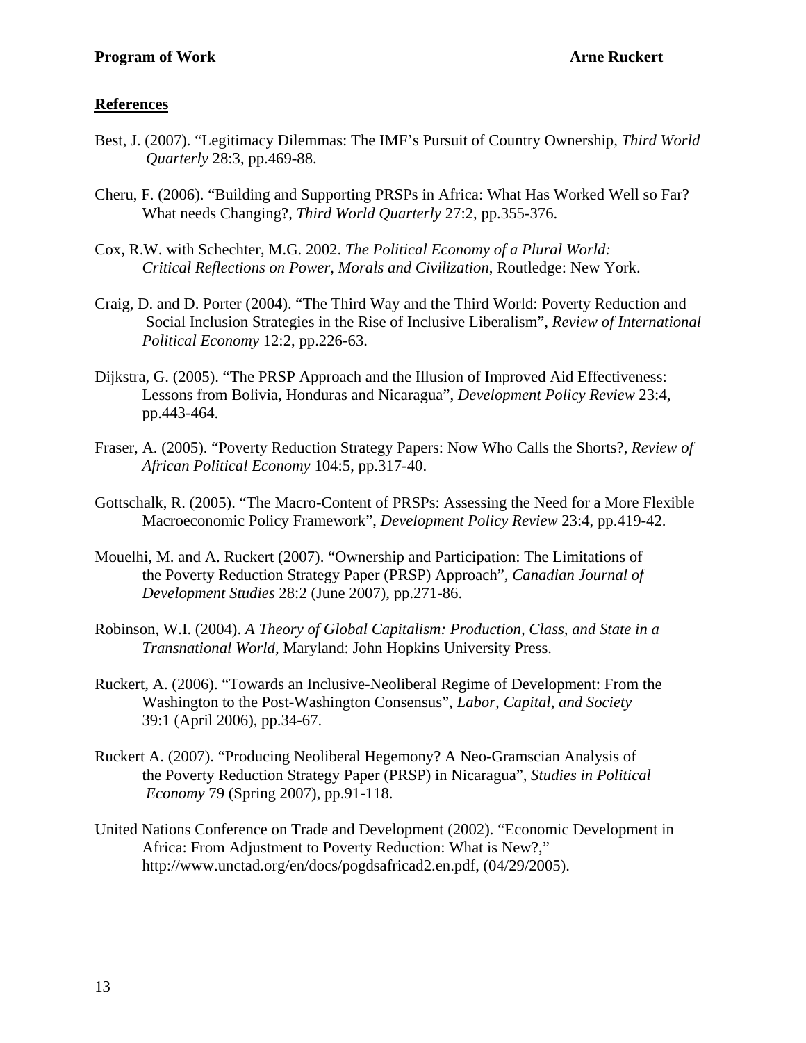## References

Best, J. (2007). "Legitimacy Dilemmas: The IMF's Pursuit of Country Ownership, *Third World Quarterly* 28:3, pp.469-88.

Cheru, F. (2006). "Building and Supporting PRSPs in Africa: What Has Worked Well so Far? What needs Changing?, *Third World Quarterly* 27:2, pp.355-376.

Cox, R.W. with Schechter, M.G. 2002. *The Political Economy of a Plural World: Critical Reflections on Power, Morals and Civilization*, Routledge: New York.

Craig, D. and D. Porter (2004). "The Third Way and the Third World: Poverty Reduction and Social Inclusion Strategies in the Rise of Inclusive Liberalism", *Review of International Political Economy* 12:2, pp.226-63.

Dijkstra, G. (2005). "The PRSP Approach and the Illusion of Improved Aid Effectiveness: Lessons from Bolivia, Honduras and Nicaragua", *Development Policy Review* 23:4, pp.443-464.

Fraser, A. (2005). "Poverty Reduction Strategy Papers: Now Who Calls the Shorts?, *Review of African Political Economy* 104:5, pp.317-40.

Gottschalk, R. (2005). "The Macro-Content of PRSPs: Assessing the Need for a More Flexible Macroeconomic Policy Framework", *Development Policy Review* 23:4, pp.419-42.

Mouelhi, M. and A. Ruckert (2007). "Ownership and Participation: The Limitations of the Poverty Reduction Strategy Paper (PRSP) Approach", *Canadian Journal of Development Studies* 28:2 (June 2007), pp.271-86.

Robinson, W.I. (2004). *A Theory of Global Capitalism: Production, Class, and State in a Transnational World*, Maryland: John Hopkins University Press.

Ruckert, A. (2006). "Towards an Inclusive-Neoliberal Regime of Development: From the Washington to the Post-Washington Consensus", *Labor, Capital, and Society* 39:1 (April 2006), pp.34-67.

Ruckert A. (2007). "Producing Neoliberal Hegemony? A Neo-Gramscian Analysis of the Poverty Reduction Strategy Paper (PRSP) in Nicaragua", *Studies in Political Economy* 79 (Spring 2007), pp.91-118.

United Nations Conference on Trade and Development (2002). "Economic Development in Africa: From Adjustment to Poverty Reduction: What is New?," http://www.unctad.org/en/docs/pogdsafricad2.en.pdf, (04/29/2005).